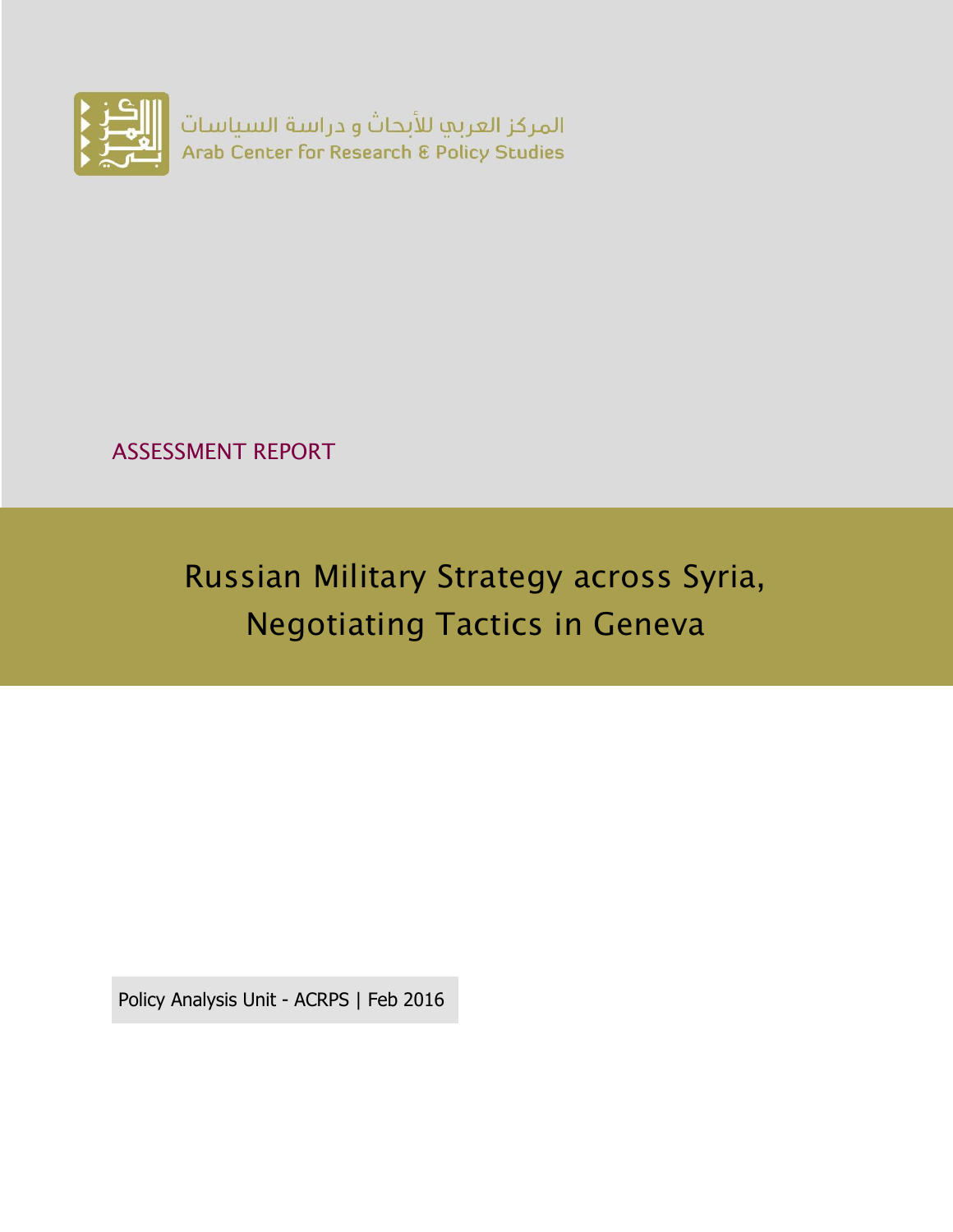المركز العربي للأبحاث و دراسة السياسات
Arab Center for Research & Policy Studies

ASSESSMENT REPORT

# Russian Military Strategy across Syria, Negotiating Tactics in Geneva

Policy Analysis Unit - ACRPS | Feb 2016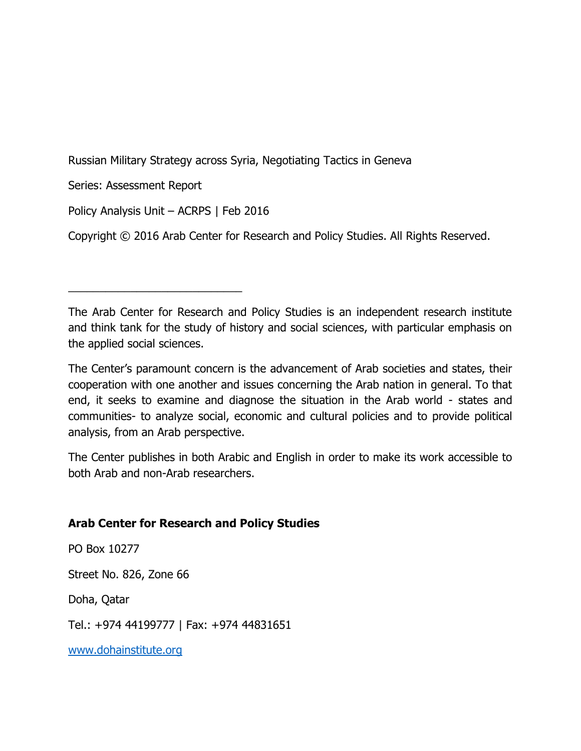Russian Military Strategy across Syria, Negotiating Tactics in Geneva

Series: Assessment Report

Policy Analysis Unit – ACRPS | Feb 2016

Copyright © 2016 Arab Center for Research and Policy Studies. All Rights Reserved.

---

The Arab Center for Research and Policy Studies is an independent research institute and think tank for the study of history and social sciences, with particular emphasis on the applied social sciences.

The Center's paramount concern is the advancement of Arab societies and states, their cooperation with one another and issues concerning the Arab nation in general. To that end, it seeks to examine and diagnose the situation in the Arab world - states and communities- to analyze social, economic and cultural policies and to provide political analysis, from an Arab perspective.

The Center publishes in both Arabic and English in order to make its work accessible to both Arab and non-Arab researchers.

**Arab Center for Research and Policy Studies**

PO Box 10277

Street No. 826, Zone 66

Doha, Qatar

Tel.: +974 44199777 | Fax: +974 44831651

www.dohainstitute.org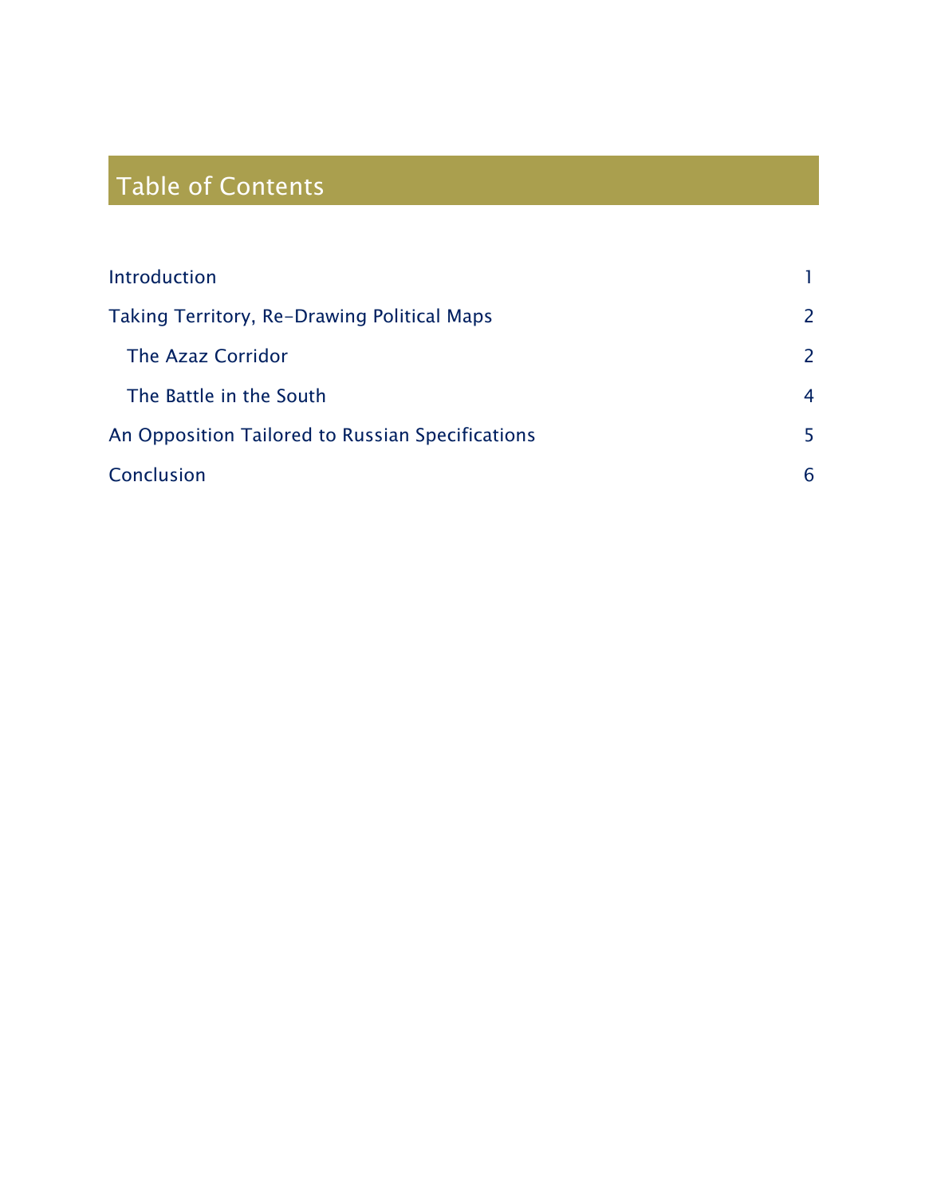# Table of Contents

| | |
|---|---|
| Introduction | 1 |
| Taking Territory, Re-Drawing Political Maps | 2 |
| &nbsp;&nbsp;&nbsp;The Azaz Corridor | 2 |
| &nbsp;&nbsp;&nbsp;The Battle in the South | 4 |
| An Opposition Tailored to Russian Specifications | 5 |
| Conclusion | 6 |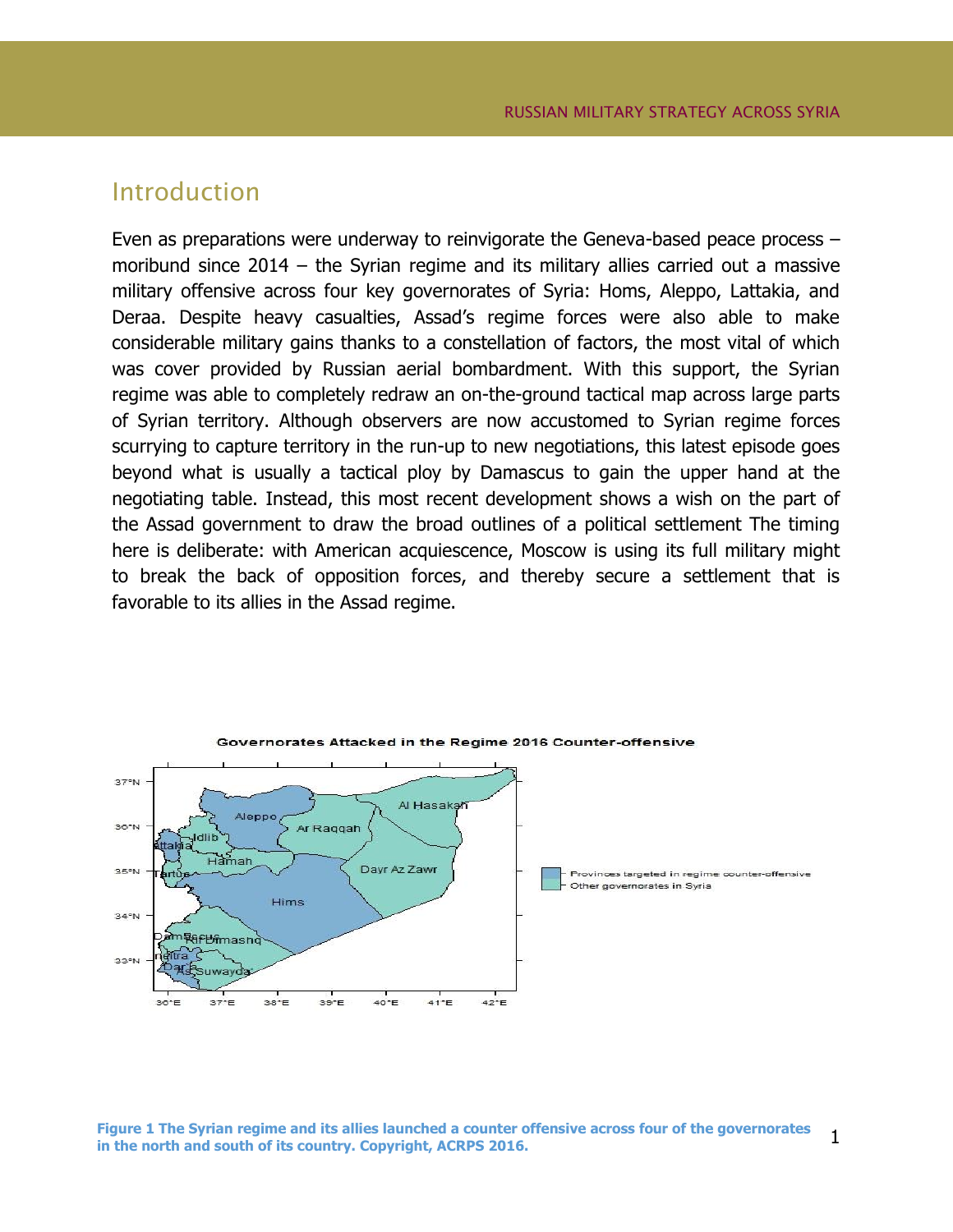## Introduction

Even as preparations were underway to reinvigorate the Geneva-based peace process – moribund since 2014 – the Syrian regime and its military allies carried out a massive military offensive across four key governorates of Syria: Homs, Aleppo, Lattakia, and Deraa. Despite heavy casualties, Assad's regime forces were also able to make considerable military gains thanks to a constellation of factors, the most vital of which was cover provided by Russian aerial bombardment. With this support, the Syrian regime was able to completely redraw an on-the-ground tactical map across large parts of Syrian territory. Although observers are now accustomed to Syrian regime forces scurrying to capture territory in the run-up to new negotiations, this latest episode goes beyond what is usually a tactical ploy by Damascus to gain the upper hand at the negotiating table. Instead, this most recent development shows a wish on the part of the Assad government to draw the broad outlines of a political settlement The timing here is deliberate: with American acquiescence, Moscow is using its full military might to break the back of opposition forces, and thereby secure a settlement that is favorable to its allies in the Assad regime.

**Figure 1 The Syrian regime and its allies launched a counter offensive across four of the governorates in the north and south of its country. Copyright, ACRPS 2016.**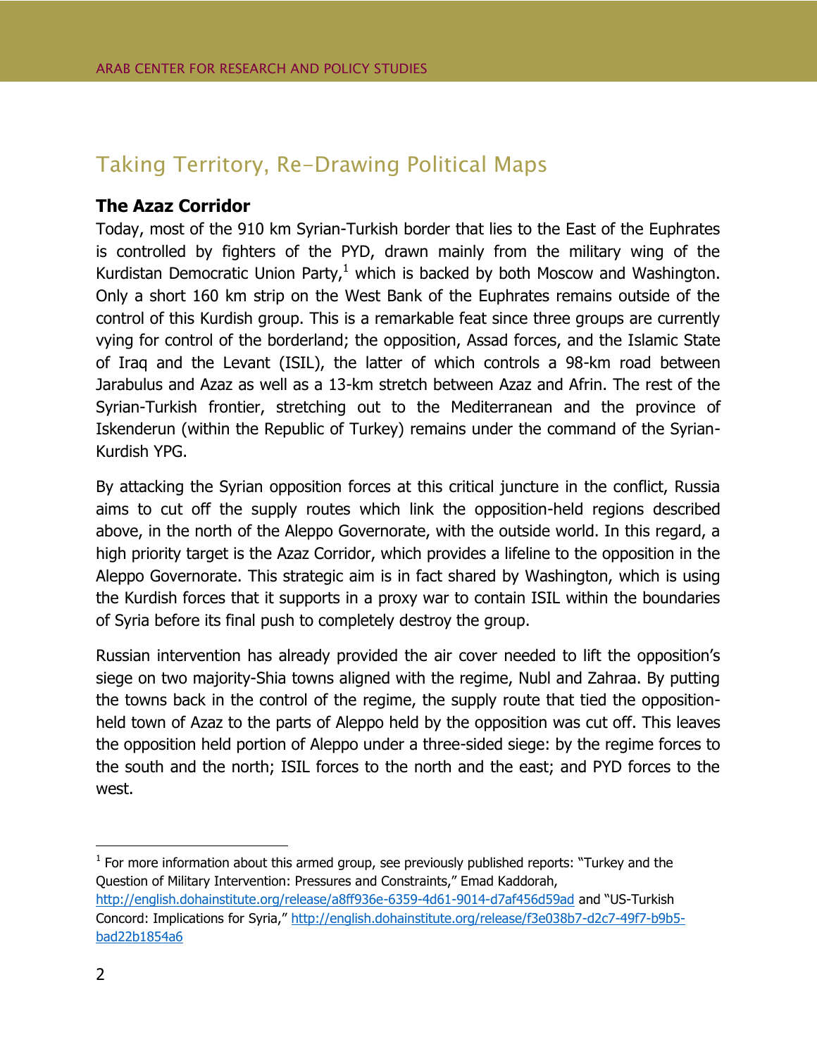## Taking Territory, Re-Drawing Political Maps

### The Azaz Corridor

Today, most of the 910 km Syrian-Turkish border that lies to the East of the Euphrates is controlled by fighters of the PYD, drawn mainly from the military wing of the Kurdistan Democratic Union Party,[1] which is backed by both Moscow and Washington. Only a short 160 km strip on the West Bank of the Euphrates remains outside of the control of this Kurdish group. This is a remarkable feat since three groups are currently vying for control of the borderland; the opposition, Assad forces, and the Islamic State of Iraq and the Levant (ISIL), the latter of which controls a 98-km road between Jarabulus and Azaz as well as a 13-km stretch between Azaz and Afrin. The rest of the Syrian-Turkish frontier, stretching out to the Mediterranean and the province of Iskenderun (within the Republic of Turkey) remains under the command of the Syrian-Kurdish YPG.

By attacking the Syrian opposition forces at this critical juncture in the conflict, Russia aims to cut off the supply routes which link the opposition-held regions described above, in the north of the Aleppo Governorate, with the outside world. In this regard, a high priority target is the Azaz Corridor, which provides a lifeline to the opposition in the Aleppo Governorate. This strategic aim is in fact shared by Washington, which is using the Kurdish forces that it supports in a proxy war to contain ISIL within the boundaries of Syria before its final push to completely destroy the group.

Russian intervention has already provided the air cover needed to lift the opposition's siege on two majority-Shia towns aligned with the regime, Nubl and Zahraa. By putting the towns back in the control of the regime, the supply route that tied the opposition-held town of Azaz to the parts of Aleppo held by the opposition was cut off. This leaves the opposition held portion of Aleppo under a three-sided siege: by the regime forces to the south and the north; ISIL forces to the north and the east; and PYD forces to the west.

---

[1] For more information about this armed group, see previously published reports: "Turkey and the Question of Military Intervention: Pressures and Constraints," Emad Kaddorah, http://english.dohainstitute.org/release/a8ff936e-6359-4d61-9014-d7af456d59ad and "US-Turkish Concord: Implications for Syria," http://english.dohainstitute.org/release/f3e038b7-d2c7-49f7-b9b5-bad22b1854a6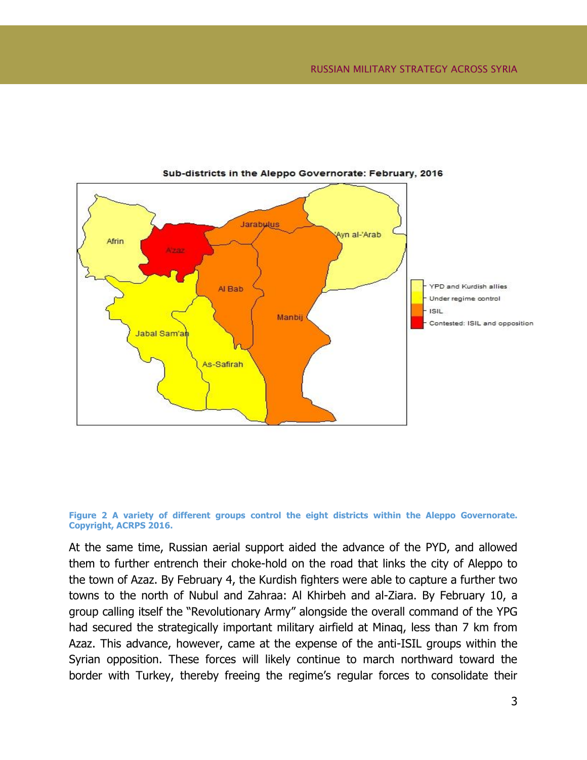**Figure 2 A variety of different groups control the eight districts within the Aleppo Governorate. Copyright, ACRPS 2016.**

At the same time, Russian aerial support aided the advance of the PYD, and allowed them to further entrench their choke-hold on the road that links the city of Aleppo to the town of Azaz. By February 4, the Kurdish fighters were able to capture a further two towns to the north of Nubul and Zahraa: Al Khirbeh and al-Ziara. By February 10, a group calling itself the "Revolutionary Army" alongside the overall command of the YPG had secured the strategically important military airfield at Minaq, less than 7 km from Azaz. This advance, however, came at the expense of the anti-ISIL groups within the Syrian opposition. These forces will likely continue to march northward toward the border with Turkey, thereby freeing the regime's regular forces to consolidate their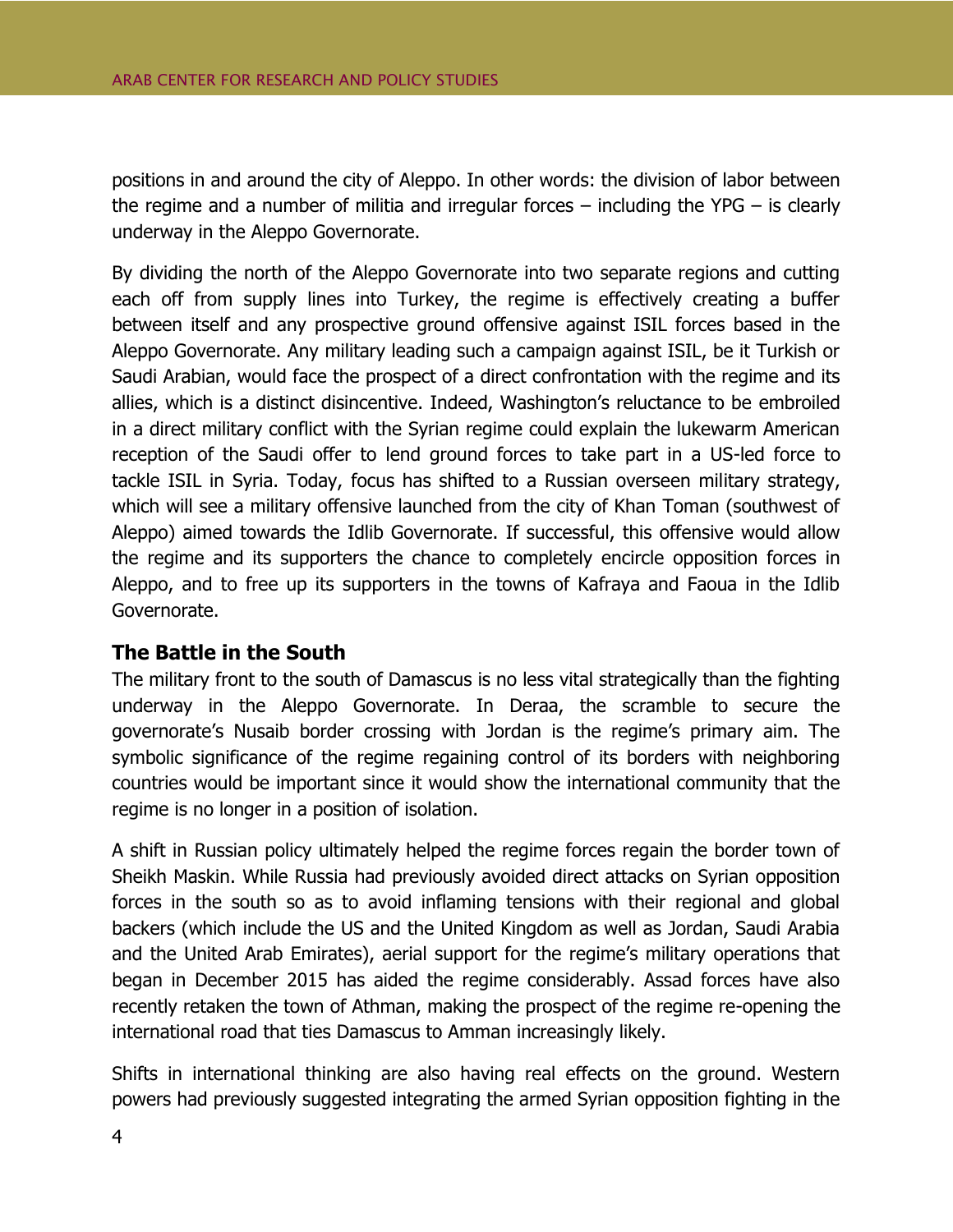positions in and around the city of Aleppo. In other words: the division of labor between the regime and a number of militia and irregular forces – including the YPG – is clearly underway in the Aleppo Governorate.

By dividing the north of the Aleppo Governorate into two separate regions and cutting each off from supply lines into Turkey, the regime is effectively creating a buffer between itself and any prospective ground offensive against ISIL forces based in the Aleppo Governorate. Any military leading such a campaign against ISIL, be it Turkish or Saudi Arabian, would face the prospect of a direct confrontation with the regime and its allies, which is a distinct disincentive. Indeed, Washington's reluctance to be embroiled in a direct military conflict with the Syrian regime could explain the lukewarm American reception of the Saudi offer to lend ground forces to take part in a US-led force to tackle ISIL in Syria. Today, focus has shifted to a Russian overseen military strategy, which will see a military offensive launched from the city of Khan Toman (southwest of Aleppo) aimed towards the Idlib Governorate. If successful, this offensive would allow the regime and its supporters the chance to completely encircle opposition forces in Aleppo, and to free up its supporters in the towns of Kafraya and Faoua in the Idlib Governorate.

### The Battle in the South

The military front to the south of Damascus is no less vital strategically than the fighting underway in the Aleppo Governorate. In Deraa, the scramble to secure the governorate's Nusaib border crossing with Jordan is the regime's primary aim. The symbolic significance of the regime regaining control of its borders with neighboring countries would be important since it would show the international community that the regime is no longer in a position of isolation.

A shift in Russian policy ultimately helped the regime forces regain the border town of Sheikh Maskin. While Russia had previously avoided direct attacks on Syrian opposition forces in the south so as to avoid inflaming tensions with their regional and global backers (which include the US and the United Kingdom as well as Jordan, Saudi Arabia and the United Arab Emirates), aerial support for the regime's military operations that began in December 2015 has aided the regime considerably. Assad forces have also recently retaken the town of Athman, making the prospect of the regime re-opening the international road that ties Damascus to Amman increasingly likely.

Shifts in international thinking are also having real effects on the ground. Western powers had previously suggested integrating the armed Syrian opposition fighting in the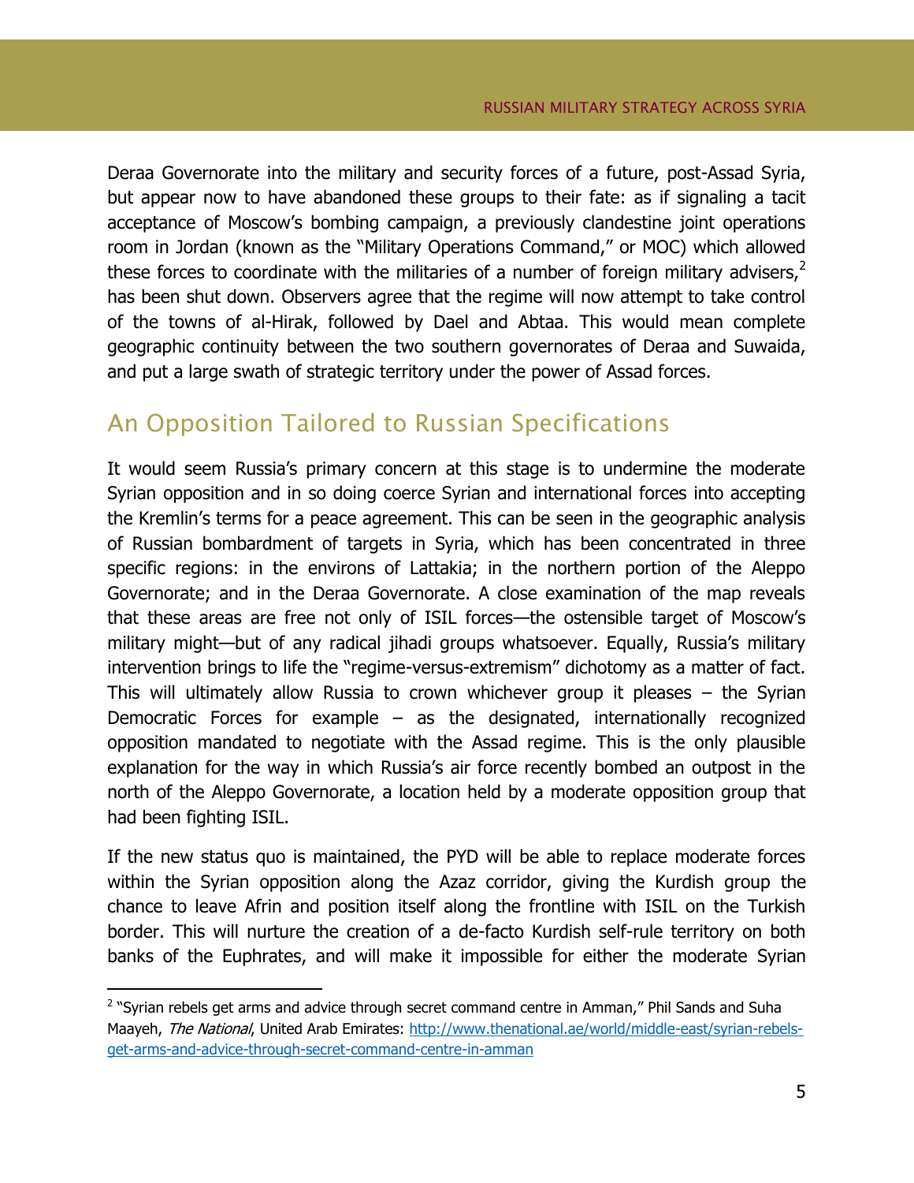Deraa Governorate into the military and security forces of a future, post-Assad Syria, but appear now to have abandoned these groups to their fate: as if signaling a tacit acceptance of Moscow's bombing campaign, a previously clandestine joint operations room in Jordan (known as the "Military Operations Command," or MOC) which allowed these forces to coordinate with the militaries of a number of foreign military advisers,[2] has been shut down. Observers agree that the regime will now attempt to take control of the towns of al-Hirak, followed by Dael and Abtaa. This would mean complete geographic continuity between the two southern governorates of Deraa and Suwaida, and put a large swath of strategic territory under the power of Assad forces.

## An Opposition Tailored to Russian Specifications

It would seem Russia's primary concern at this stage is to undermine the moderate Syrian opposition and in so doing coerce Syrian and international forces into accepting the Kremlin's terms for a peace agreement. This can be seen in the geographic analysis of Russian bombardment of targets in Syria, which has been concentrated in three specific regions: in the environs of Lattakia; in the northern portion of the Aleppo Governorate; and in the Deraa Governorate. A close examination of the map reveals that these areas are free not only of ISIL forces—the ostensible target of Moscow's military might—but of any radical jihadi groups whatsoever. Equally, Russia's military intervention brings to life the "regime-versus-extremism" dichotomy as a matter of fact. This will ultimately allow Russia to crown whichever group it pleases – the Syrian Democratic Forces for example – as the designated, internationally recognized opposition mandated to negotiate with the Assad regime. This is the only plausible explanation for the way in which Russia's air force recently bombed an outpost in the north of the Aleppo Governorate, a location held by a moderate opposition group that had been fighting ISIL.

If the new status quo is maintained, the PYD will be able to replace moderate forces within the Syrian opposition along the Azaz corridor, giving the Kurdish group the chance to leave Afrin and position itself along the frontline with ISIL on the Turkish border. This will nurture the creation of a de-facto Kurdish self-rule territory on both banks of the Euphrates, and will make it impossible for either the moderate Syrian

---

[2] "Syrian rebels get arms and advice through secret command centre in Amman," Phil Sands and Suha Maayeh, *The National*, United Arab Emirates: [http://www.thenational.ae/world/middle-east/syrian-rebels-get-arms-and-advice-through-secret-command-centre-in-amman](http://www.thenational.ae/world/middle-east/syrian-rebels-get-arms-and-advice-through-secret-command-centre-in-amman)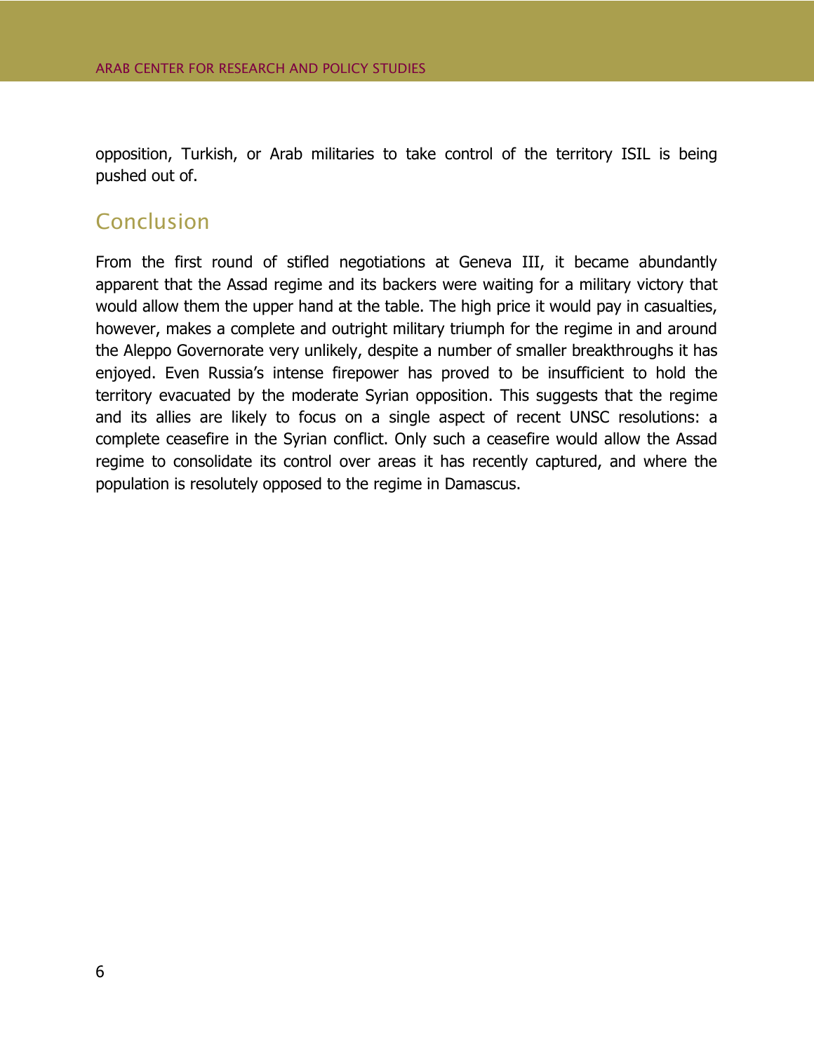opposition, Turkish, or Arab militaries to take control of the territory ISIL is being pushed out of.

## Conclusion

From the first round of stifled negotiations at Geneva III, it became abundantly apparent that the Assad regime and its backers were waiting for a military victory that would allow them the upper hand at the table. The high price it would pay in casualties, however, makes a complete and outright military triumph for the regime in and around the Aleppo Governorate very unlikely, despite a number of smaller breakthroughs it has enjoyed. Even Russia's intense firepower has proved to be insufficient to hold the territory evacuated by the moderate Syrian opposition. This suggests that the regime and its allies are likely to focus on a single aspect of recent UNSC resolutions: a complete ceasefire in the Syrian conflict. Only such a ceasefire would allow the Assad regime to consolidate its control over areas it has recently captured, and where the population is resolutely opposed to the regime in Damascus.